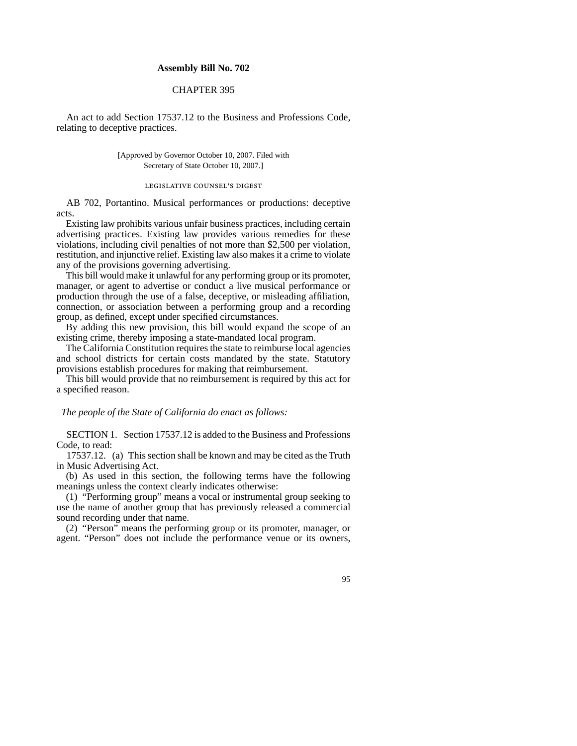# Assembly Bill No. 702

## CHAPTER 395

An act to add Section 17537.12 to the Business and Professions Code, relating to deceptive practices.

[Approved by Governor October 10, 2007. Filed with Secretary of State October 10, 2007.]

### LEGISLATIVE COUNSEL'S DIGEST

AB 702, Portantino. Musical performances or productions: deceptive acts.

Existing law prohibits various unfair business practices, including certain advertising practices. Existing law provides various remedies for these violations, including civil penalties of not more than $2,500 per violation, restitution, and injunctive relief. Existing law also makes it a crime to violate any of the provisions governing advertising.

This bill would make it unlawful for any performing group or its promoter, manager, or agent to advertise or conduct a live musical performance or production through the use of a false, deceptive, or misleading affiliation, connection, or association between a performing group and a recording group, as defined, except under specified circumstances.

By adding this new provision, this bill would expand the scope of an existing crime, thereby imposing a state-mandated local program.

The California Constitution requires the state to reimburse local agencies and school districts for certain costs mandated by the state. Statutory provisions establish procedures for making that reimbursement.

This bill would provide that no reimbursement is required by this act for a specified reason.

*The people of the State of California do enact as follows:*

SECTION 1. Section 17537.12 is added to the Business and Professions Code, to read:

17537.12. (a) This section shall be known and may be cited as the Truth in Music Advertising Act.

(b) As used in this section, the following terms have the following meanings unless the context clearly indicates otherwise:

(1) "Performing group" means a vocal or instrumental group seeking to use the name of another group that has previously released a commercial sound recording under that name.

(2) "Person" means the performing group or its promoter, manager, or agent. "Person" does not include the performance venue or its owners,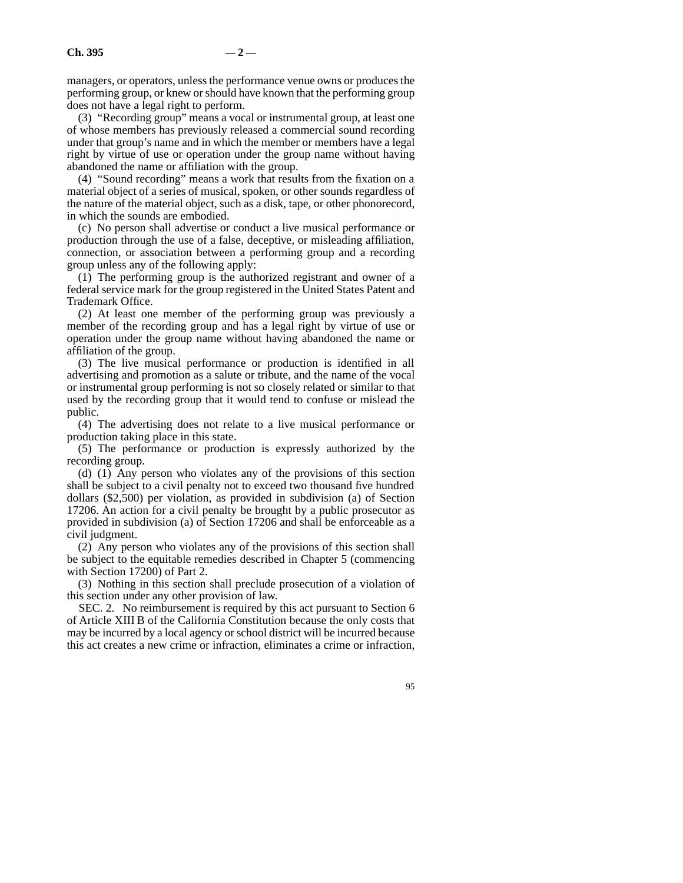managers, or operators, unless the performance venue owns or produces the performing group, or knew or should have known that the performing group does not have a legal right to perform.

(3) "Recording group" means a vocal or instrumental group, at least one of whose members has previously released a commercial sound recording under that group's name and in which the member or members have a legal right by virtue of use or operation under the group name without having abandoned the name or affiliation with the group.

(4) "Sound recording" means a work that results from the fixation on a material object of a series of musical, spoken, or other sounds regardless of the nature of the material object, such as a disk, tape, or other phonorecord, in which the sounds are embodied.

(c) No person shall advertise or conduct a live musical performance or production through the use of a false, deceptive, or misleading affiliation, connection, or association between a performing group and a recording group unless any of the following apply:

(1) The performing group is the authorized registrant and owner of a federal service mark for the group registered in the United States Patent and Trademark Office.

(2) At least one member of the performing group was previously a member of the recording group and has a legal right by virtue of use or operation under the group name without having abandoned the name or affiliation of the group.

(3) The live musical performance or production is identified in all advertising and promotion as a salute or tribute, and the name of the vocal or instrumental group performing is not so closely related or similar to that used by the recording group that it would tend to confuse or mislead the public.

(4) The advertising does not relate to a live musical performance or production taking place in this state.

(5) The performance or production is expressly authorized by the recording group.

(d) (1) Any person who violates any of the provisions of this section shall be subject to a civil penalty not to exceed two thousand five hundred dollars ($2,500) per violation, as provided in subdivision (a) of Section 17206. An action for a civil penalty be brought by a public prosecutor as provided in subdivision (a) of Section 17206 and shall be enforceable as a civil judgment.

(2) Any person who violates any of the provisions of this section shall be subject to the equitable remedies described in Chapter 5 (commencing with Section 17200) of Part 2.

(3) Nothing in this section shall preclude prosecution of a violation of this section under any other provision of law.

SEC. 2. No reimbursement is required by this act pursuant to Section 6 of Article XIII B of the California Constitution because the only costs that may be incurred by a local agency or school district will be incurred because this act creates a new crime or infraction, eliminates a crime or infraction,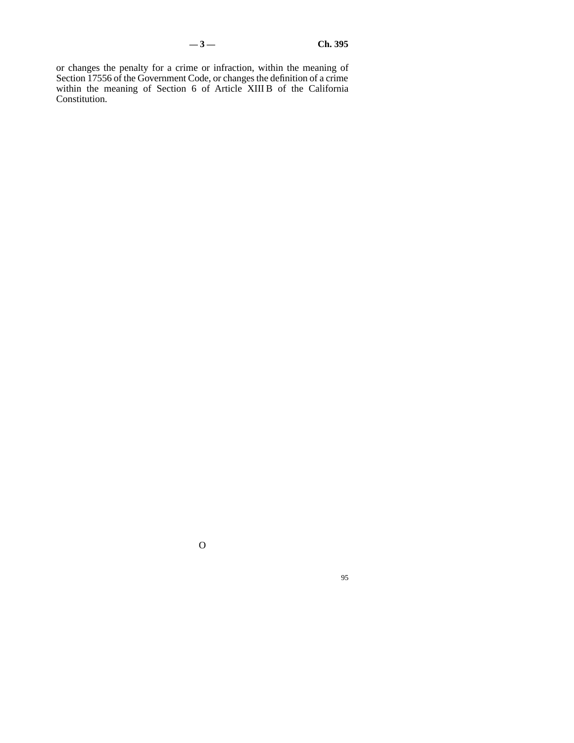or changes the penalty for a crime or infraction, within the meaning of Section 17556 of the Government Code, or changes the definition of a crime within the meaning of Section 6 of Article XIII B of the California Constitution.